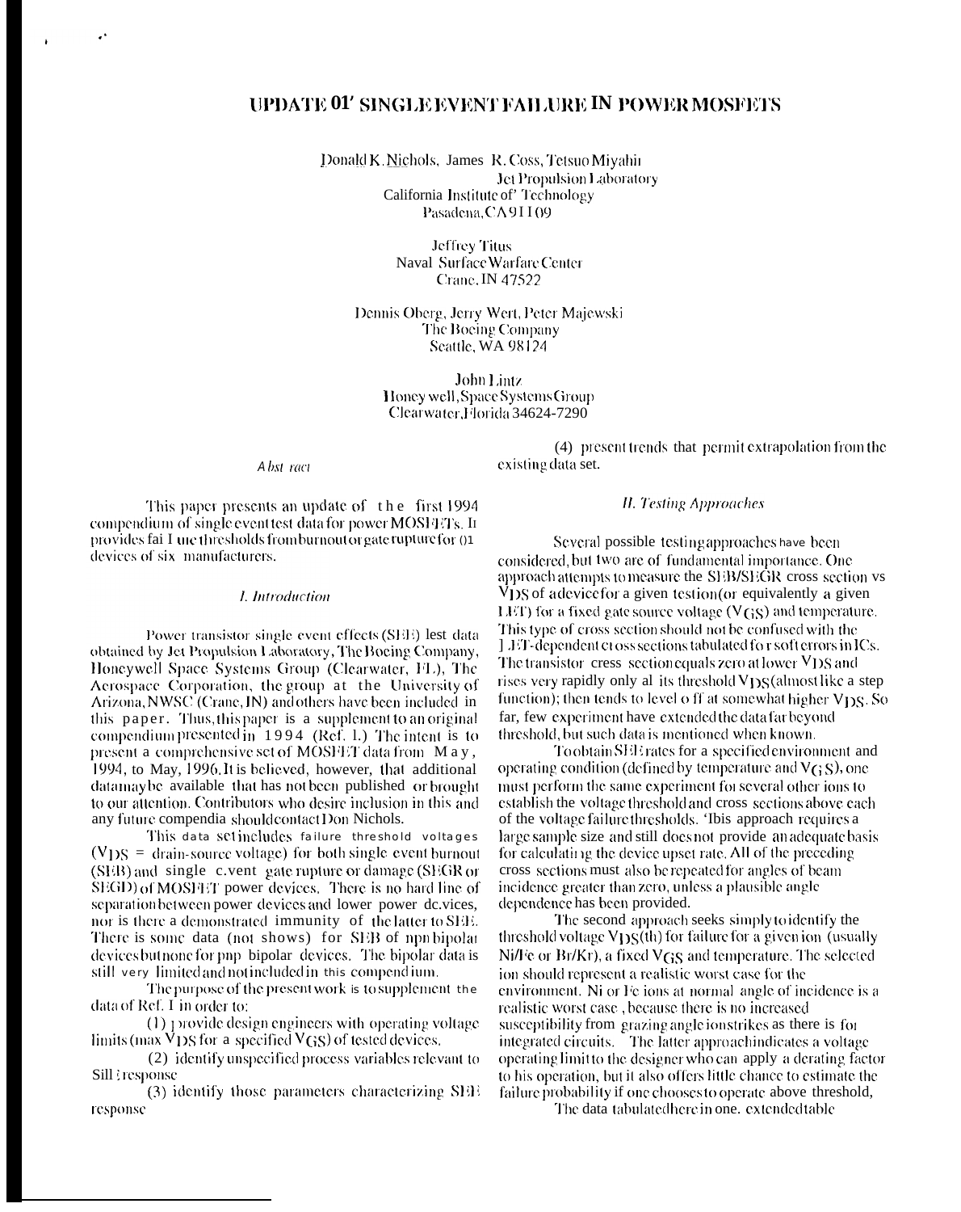# UPDATE 01' SINGLE EVENT FAILURE IN POWER MOSFETS

Donald K. Nichols, James R. Coss, Tetsuo Miyahira
Jet Propulsion Laboratory
California Institute of Technology
Pasadena, CA 91109

Jeffrey Titus
Naval Surface Warfare Center
Crane, IN 47522

Dennis Oberg, Jerry Wert, Peter Majewski
The Boeing Company
Seattle, WA 98124

John Lintz
Honeywell, Space Systems Group
Clearwater, Florida 34624-7290

*Abstract*

This paper presents an update of the first 1994 compendium of single event test data for power MOSFETs. It provides failure thresholds from burnout or gate rupture for 01 devices of six manufacturers.

## I. Introduction

Power transistor single event effects (SEE) test data obtained by Jet Propulsion Laboratory, The Boeing Company, Honeywell Space Systems Group (Clearwater, FL), The Aerospace Corporation, the group at the University of Arizona, NWSC (Crane, IN) and others have been included in this paper. Thus, this paper is a supplement to an original compendium presented in 1994 (Ref. 1.) The intent is to present a comprehensive set of MOSFET data from May, 1994, to May, 1996. It is believed, however, that additional data may be available that has not been published or brought to our attention. Contributors who desire inclusion in this and any future compendia should contact Don Nichols.

This data set includes failure threshold voltages ($V_{DS}$ = drain-source voltage) for both single event burnout (SEB) and single event gate rupture or damage (SEGR or SEGD) of MOSFET power devices. There is no hard line of separation between power devices and lower power devices, nor is there a demonstrated immunity of the latter to SEE. There is some data (not shows) for SEB of npn bipolar devices but none for pnp bipolar devices. The bipolar data is still very limited and not included in this compendium.

The purpose of the present work is to supplement the data of Ref. 1 in order to:

(1) provide design engineers with operating voltage limits (max $V_{DS}$ for a specified $V_{GS}$) of tested devices.

(2) identify unspecified process variables relevant to SEE response

(3) identify those parameters characterizing SEE response

(4) present trends that permit extrapolation from the existing data set.

## II. Testing Approaches

Several possible testing approaches have been considered, but two are of fundamental importance. One approach attempts to measure the SEB/SEGR cross section vs $V_{DS}$ of a device for a given test ion (or equivalently a given LET) for a fixed gate source voltage ($V_{GS}$) and temperature. This type of cross section should not be confused with the LET-dependent cross sections tabulated for soft errors in ICs. The transistor cross section equals zero at lower $V_{DS}$ and rises very rapidly only at its threshold $V_{DS}$ (almost like a step function); then tends to level off at somewhat higher $V_{DS}$. So far, few experiment have extended the data far beyond threshold, but such data is mentioned when known.

To obtain SEE rates for a specified environment and operating condition (defined by temperature and $V_{GS}$), one must perform the same experiment for several other ions to establish the voltage threshold and cross sections above each of the voltage failure thresholds. This approach requires a large sample size and still does not provide an adequate basis for calculating the device upset rate. All of the preceding cross sections must also be repeated for angles of beam incidence greater than zero, unless a plausible angle dependence has been provided.

The second approach seeks simply to identify the threshold voltage $V_{DS}$(th) for failure for a given ion (usually Ni/Fe or Br/Kr), a fixed $V_{GS}$ and temperature. The selected ion should represent a realistic worst case for the environment. Ni or Fe ions at normal angle of incidence is a realistic worst case, because there is no increased susceptibility from grazing angle ion strikes as there is for integrated circuits. The latter approach indicates a voltage operating limit to the designer who can apply a derating factor to his operation, but it also offers little chance to estimate the failure probability if one chooses to operate above threshold,

The data tabulated here in one. extended table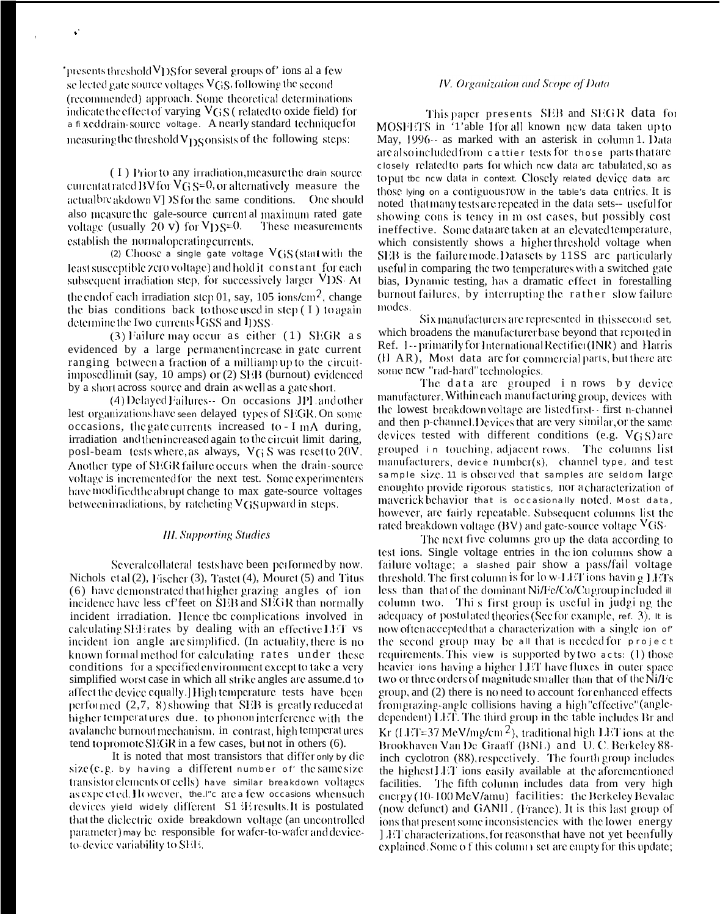presents threshold $V_{DS}$ for several groups of' ions at a few selected gate source voltages $V_{GS}$, following the second (recommended) approach. Some theoretical determinations indicate the effect of varying $V_{GS}$ (related to oxide field) for a fixed drain-source voltage. A nearly standard technique for measuring the threshold $V_{DS}$ consists of the following steps:

(1) Prior to any irradiation, measure the drain source current at rated BV for $V_{GS}=0$, or alternatively measure the actual breakdown $V_{DS}$ for the same conditions. One should also measure the gate-source current at maximum rated gate voltage (usually 20 V) for $V_{DS}=0$. These measurements establish the normal operating currents.

(2) Choose a single gate voltage $V_{GS}$ (start with the least susceptible zero voltage) and hold it constant for each subsequent irradiation step, for successively larger $V_{DS}$. At the end of each irradiation step of, say, $10^5$ ions/cm$^2$, change the bias conditions back to those used in step (1) to again determine the two currents $I_{GSS}$ and $I_{DSS}$.

(3) Failure may occur as either (1) SEGR as evidenced by a large permanent increase in gate current ranging between a fraction of a milliamp up to the circuit-imposed limit (say, 10 amps) or (2) SEB (burnout) evidenced by a short across source and drain as well as a gate short.

(4) Delayed Failures-- On occasions JPL and other test organizations have seen delayed types of SEGR. On some occasions, the gate currents increased to ~1 mA during, irradiation and then increased again to the circuit limit during, post-beam tests where, as always, $V_{GS}$ was reset to 20V. Another type of SEGR failure occurs when the drain-source voltage is incremented for the next test. Some experimenters have modified the abrupt change to max gate-source voltages between irradiations, by ratcheting $V_{GS}$ upward in steps.

### *III. Supporting Studies*

Several collateral tests have been performed by now. Nichols et al (2), Fischer (3), Tastet (4), Mouret (5) and Titus (6) have demonstrated that higher grazing angles of ion incidence have less effect on SEB and SEGR than normally incident irradiation. Hence the complications involved in calculating SEE rates by dealing with an effective LET vs incident ion angle are simplified. (In actuality, there is no known formal method for calculating rates under these conditions for a specified environment except to take a very simplified worst case in which all strike angles are assumed to affect the device equally.] High temperature tests have been performed (2,7, 8) showing that SEB is greatly reduced at higher temperatures due. to phonon interference with the avalanche burnout mechanism, in contrast, high temperatures tend to promote SEGR in a few cases, but not in others (6).

It is noted that most transistors that differ only by die size (e.g. by having a different number of' the same size transistor elements or cells) have similar breakdown voltages as expected. However, there are a few occasions when such devices yield widely different SEE results. It is postulated that the dielectric oxide breakdown voltage (an uncontrolled parameter) may be responsible for wafer-to-wafer and device-to-device variability to SEE.

### *IV. Organization and Scope of Data*

This paper presents SEB and SEGR data for MOSFETS in Table 1 for all known new data taken up to May, 1996-- as marked with an asterisk in column 1. Data are also included from earlier tests for those parts that are closely related to parts for which new data are tabulated, so as to put the new data in context. Closely related device data are those lying on a contiguous row in the table's data entries. It is noted that many tests are repeated in the data sets-- useful for showing consistency in most cases, but possibly cost ineffective. Some data are taken at an elevated temperature, which consistently shows a higher threshold voltage when SEB is the failure mode. Data sets by 11SS are particularly useful in comparing the two temperatures with a switched gate bias, Dynamic testing, has a dramatic effect in forestalling burnout failures, by interrupting the rather slow failure modes.

Six manufacturers are represented in this second set, which broadens the manufacturer base beyond that reported in Ref. 1-- primarily for International Rectifier (INR) and Harris (HAR), Most data are for commercial parts, but there are some new "rad-hard" technologies.

The data are grouped in rows by device manufacturer. Within each manufacturing group, devices with the lowest breakdown voltage are listed first-- first n-channel and then p-channel. Devices that are very similar, or the same devices tested with different conditions (e.g. $V_{GS}$) are grouped in touching, adjacent rows. The columns list manufacturers, device number(s), channel type, and test sample size. It is observed that samples are seldom large enough to provide rigorous statistics, nor a characterization of maverick behavior that is occasionally noted. Most data, however, are fairly repeatable. Subsequent columns list the rated breakdown voltage (BV) and gate-source voltage $V_{GS}$.

The next five columns group the data according to test ions. Single voltage entries in the ion columns show a failure voltage; a slashed pair show a pass/fail voltage threshold. The first column is for low-LET ions having LETs less than that of the dominant Ni/Fe/Co/Cu group included in column two. This first group is useful in judging the adequacy of postulated theories (See for example, ref. 3). It is now often accepted that a characterization with a single ion of' the second group may be all that is needed for project requirements. This view is supported by two facts: (1) those heavier ions having a higher LET have fluxes in outer space two or three orders of magnitude smaller than that of the Ni/Fe group, and (2) there is no need to account for enhanced effects from grazing-angle collisions having a high "effective" (angle-dependent) LET. The third group in the table includes Br and Kr (LET≈37 MeV/mg/cm$^2$), traditional high LET ions at the Brookhaven Van De Graaff (BNL) and U. C. Berkeley 88-inch cyclotron (88), respectively. The fourth group includes the highest LET ions easily available at the aforementioned facilities. The fifth column includes data from very high energy (10-100 MeV/amu) facilities: the Berkeley Bevalac (now defunct) and GANIL (France). It is this last group of ions that present some inconsistencies with the lower energy LET characterizations, for reasons that have not yet been fully explained. Some of this column set are empty for this update;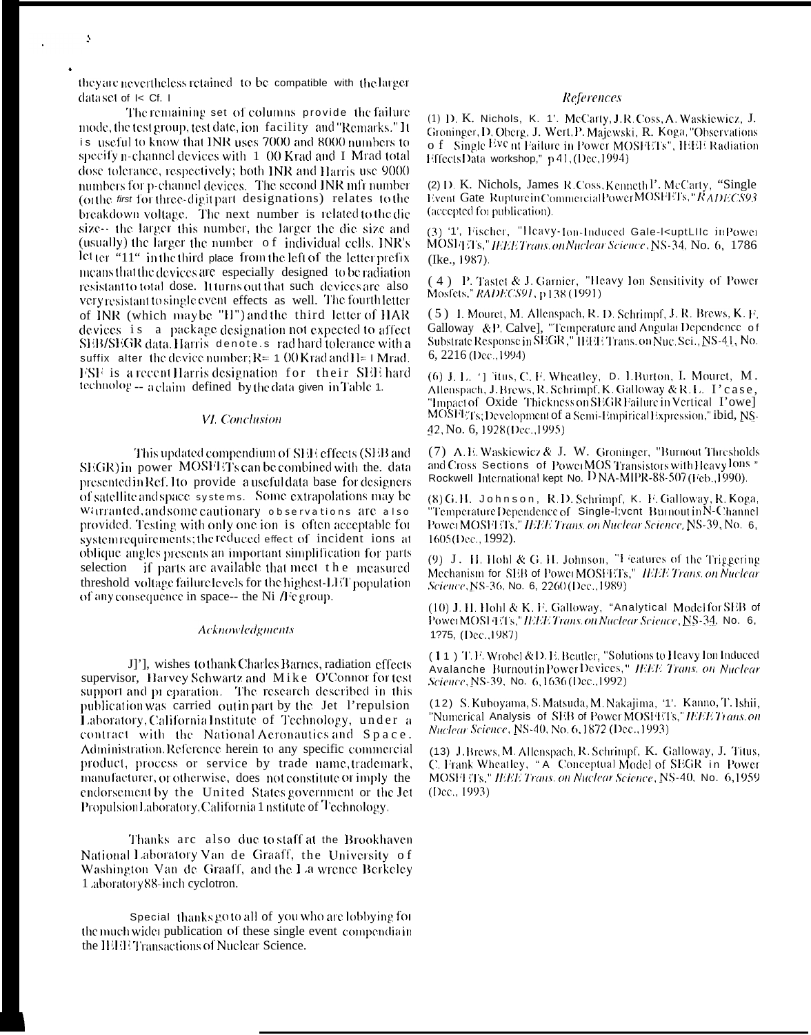they are nevertheless retained to be compatible with the larger data set of I< Cf. I

The remaining set of columns provide the failure mode, the test group, test date, ion facility and "Remarks." It is useful to know that INR uses 7000 and 8000 numbers to specify n-channel devices with 1 00 Krad and 1 Mrad total dose tolerance, respectively; both INR and Harris use 9000 numbers for p-channel devices. The second INR mfr number (or the first for three-digit part designations) relates to the breakdown voltage. The next number is related to the die size-- the larger this number, the larger the die size and (usually) the larger the number of individual cells. INR's letter "11" in the third place from the left of the letter prefix means that the devices are especially designed to be radiation resistant to total dose. It turns out that such devices are also very resistant to single event effects as well. The fourth letter of INR (which may be "H") and the third letter of HAR devices is a package designation not expected to affect SEB/SEGR data. Harris denote.s rad hard tolerance with a suffix alter the device number; R= 1 00 Krad and H= I Mrad. FSF is a recent Harris designation for their SEE hard technolog -- a claim defined by the data given in Table 1.

## *VI. Conclusion*

This updated compendium of SEE effects (SEB and SEGR) in power MOSFETs can be combined with the. data presented in Ref. 1 to provide a useful data base for designers of satellite and space systems. Some extrapolations may be warranted, and some cautionary observations are also provided. Testing with only one ion is often acceptable for system requirements; the reduced effect of incident ions at oblique angles presents an important simplification for parts selection if parts are available that meet the measured threshold voltage failure levels for the highest-LET population of any consequence in space-- the Ni /Fe group.

## *Acknowledgments*

J]'], wishes to thank Charles Barnes, radiation effects supervisor, Harvey Schwartz and Mike O'Connor for test support and pr eparation. The research described in this publication was carried out in part by the Jet l'repulsion Laboratory, California Institute of Technology, under a contract with the National Aeronautics and Space. Administration. Reference herein to any specific commercial product, process or service by trade name, trademark, manufacturer, or otherwise, does not constitute or imply the endorsement by the United States government or the Jet Propulsion Laboratory, California 1 nstitute of Technology.

Thanks arc also due to staff at the Brookhaven National Laboratory Van de Graaff, the University of Washington Van de Graaff, and the La wrence Berkeley Laboratory 88-inch cyclotron.

Special thanks go to all of you who are lobbying for the much wider publication of these single event compendia in the IEEE Transactions of Nuclear Science.

## *References*

(1) D. K. Nichols, K. 1'. McCarty, J. R. Coss, A. Waskiewicz, J. Groninger, D. Oberg, J. Wert, P. Majewski, R. Koga, "Observations of Single Event Failure in Power MOSFETs", IEEE Radiation Effects Data workshop," p 41, (Dec, 1994)

(2) D. K. Nichols, James R. Coss, Kenneth I'. McCarty, "Single Event Gate Rupture in Commercial Power MOSFETs," *RADECS93* (accepted for publication).

(3) '1', Fischer, "Heavy-Ion-Induced Gale-I<uptLIlc in Power MOSFETs," *IEEE Trans. on Nuclear Science*, NS-34, No. 6, 1786 (Ike., 1987).

(4) P. Tastet & J. Garnier, "Heavy Ion Sensitivity of Power Mosfets," *RADECS91*, p 138 (1991)

(5) I. Mouret, M. Allenspach, R. D. Schrimpf, J. R. Brews, K. F. Galloway &P. Calve], "Temperature and Angular Dependence of Substrate Response in SEGR," IEEE Trans. on Nuc. Sci., NS-41, No. 6, 2216 (Dec., 1994)

(6) J. L. '] 'itus, C. F. Wheatley, D. I. Burton, I. Mouret, M. Allenspach, J. Brews, R. Schrimpf, K. Galloway & R. L. I' case, "Impact of Oxide Thickness on SEGR Failure in Vertical I'owe] MOSFETs; Development of a Semi-Empirical Expression," ibid, NS-42, No. 6, 1928 (Dec., 1995)

(7) A. E. Waskiewicz & J. W. Groninger, "Burnout Thresholds and Cross Sections of Power MOS Transistors with Heavy Ions" Rockwell International kept No. DNA-MIPR-88-507 (Feb., 1990).

(8) G. H. Johnson, R. D. Schrimpf, K. F. Galloway, R. Koga, "Temperature Dependence of Single-Event Burnout in N-Channel Power MOSFETs," *IEEE Trans. on Nuclear Science*, NS-39, No. 6, 1605 (Dec., 1992).

(9) J. H. Hohl & G. H. Johnson, "Features of the Triggering Mechanism for SEB of Power MOSFETs," *IEEE Trans. on Nuclear Science*, NS-36, No. 6, 2260 (Dec., 1989)

(10) J. H. Hohl & K. F. Galloway, "Analytical Model for SEB of Power MOSFETs," *IEEE Trans. on Nuclear Science*, NS-34, No. 6, 1?75, (Dec., 1987)

(11) T. F. Wrobel & D. E. Beutler, "Solutions to Heavy Ion Induced Avalanche Burnout in Power Devices," *IEEE Trans. on Nuclear Science*, NS-39, No. 6, 1636 (Dec., 1992)

(12) S. Kuboyama, S. Matsuda, M. Nakajima, '1'. Kanno, T. Ishii, "Numerical Analysis of SEB of Power MOSFETs," *IEEE Trans. on Nuclear Science*, NS-40, No. 6, 1872 (Dec., 1993)

(13) J. Brews, M. Allenspach, R. Schrimpf, K. Galloway, J. Titus, C. Frank Wheatley, "A Conceptual Model of SEGR in Power MOSFETs," *IEEE Trans. on Nuclear Science*, NS-40, No. 6, 1959 (Dec., 1993)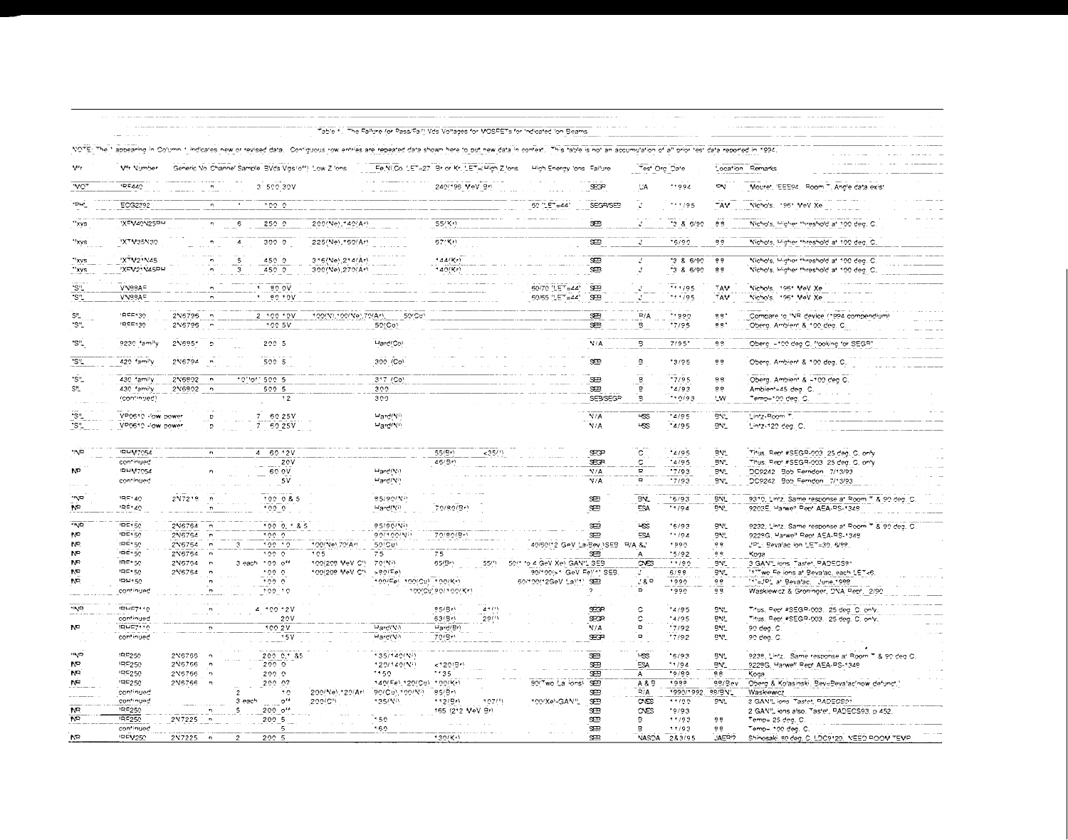Table 1. The Failure (or Pass/Fail) Vds Voltages for MOSFETs for Indicated Ion Beams

NOTE: The * appearing in Column 1 indicates new or revised data. Contiguous row entries are repeated data shown here to put new data in context. This table is not an accumulation of all prior test data reported in 1994.

| Mfr | Mfr Number | Generic No. | Channel | Sample | BVds Vgs(off) | Low Z Ions | Fe,Ni,Co LET=27 | Br or Kr LET=High Z Ions | | High Energy Ions | Failure | Test Org | Date | Location | Remarks |
|---|---|---|---|---|---|---|---|---|---|---|---|---|---|---|---|
| *MOT | IRF440 | | n | 3 | 500 30V | | | 240(196 MeV Br) | | | SEGR | UA | 1994 | RN | Mouret, IEEE94. Room T. Angle data exist |
| *PHL | ECG2292 | | n | 1 | 100 0 | | | | | 60 LET=44 | SEGR/SEB | J | 11/95 | TAM | Nichols, 1961 MeV Xe |
| *Ixys | IXFM40N25PH | | n | 6 | 250 0 | 200(Ne),140(Ar) | | 55(Kr) | | | SEB | J | 2 & 6/90 | BB | Nichols, Higher threshold at 100 deg. C. |
| *Ixys | IXTM35N30 | | n | 4 | 300 0 | 225(Ne),160(Ar) | | 67(Kr) | | | SEB | J | 6/90 | BB | Nichols, Higher threshold at 100 deg. C. |
| *Ixys | IXTM21N45 | | n | 5 | 450 0 | 316(Ne),214(Ar) | | 144(Kr) | | | SEB | J | 2 & 6/90 | BB | Nichols, Higher threshold at 100 deg. C. |
| *Ixys | IXFM21N45PH | | n | 3 | 450 0 | 300(Ne),270(Ar) | | 140(Kr) | | | SEB | J | 2 & 6/90 | BB | Nichols, Higher threshold at 100 deg. C. |
| *SIL | VN88AF | | n | 1 | 80 0V | | | | | 60/70 LET=44 | SEB | J | 11/95 | TAM | Nichols, 1961 MeV Xe |
| *SIL | VN88AF | | n | 1 | 80 10V | | | | | 60/65 LET=44 | SEB | J | 11/95 | TAM | Nichols, 1961 MeV Xe |
| SIL | IRFF130 | 2N6796 | n | 2 | 100 10V | 100(N),100(Ne),70(Ar) | 50(Cu) | | | | SEB | R/A | 1990 | BB | Compare to INR device (1994 compendium) |
| *SIL | IRFF130 | 2N6796 | n | | 100 5V | | 50(Co) | | | | SEB | B | 7/95 | BB | Oberg, Ambient & 100 deg. C. |
| *SIL | 9230 family | 2N6951 | p | | 200 5 | | Hard(Co) | | | | N/A | B | 7/95 | BB | Oberg, -100 deg C. (looking for SEGR) |
| *SIL | 420 family | 2N6794 | n | | 500 5 | | 300 (Co) | | | | SEB | B | 3/95 | BB | Oberg, Ambient & 100 deg. C. |
| *SIL | 430 family | 2N6802 | n | 10(10) | 500 5 | | 317 (Co) | | | | SEB | B | 7/95 | BB | Oberg, Ambient & -100 deg C. |
| SIL | 430 family | 2N6802 | n | | 500 5 | | 300 | | | | SEB | B | 4/93 | BB | Ambient=45 deg. C. |
| | (continued) | | | | 12 | | 300 | | | | SEB/SEGR | B | 10/93 | UW | Temp=100 deg. C. |
| *SIL | VP0610 low power | | p | 7 | 60 25V | | Hard(Ni) | | | | N/A | HSS | 4/95 | BNL | Lintz-Room T |
| *SIL | VP0610 low power | | p | 7 | 60 25V | | Hard(Ni) | | | | N/A | HSS | 4/95 | BNL | Lintz-120 deg. C. |
| *INR | IRHM7054 | | n | 4 | 60 12V | | | 55(Br) | <35(I) | | SEGR | C | 4/95 | BNL | Titus, Rept #SEGR-003. 25 deg. C. only |
| | continued | | | | 20V | | | 46(Br) | | | SEGR | C | 4/95 | BNL | Titus, Rept #SEGR-003. 25 deg. C. only |
| INR | IRHM7054 | | n | | 60 0V | | Hard(Ni) | | | | N/A | R | 7/93 | BNL | DC9242. Bob Ferndon. 7/13/93 |
| | continued | | | | 5V | | Hard(Ni) | | | | N/A | R | 7/93 | BNL | DC9242. Bob Ferndon. 7/13/93 |
| *INR | IRF140 | 2N7219 | n | | 100 0 & 5 | | 85/90(Ni) | | | | SEB | BNL | 6/93 | BNL | 9310, Lintz. Same response at Room T & 90 deg. C. |
| INR | IRF140 | | n | | 100 0 | | Hard(Ni) | 70/80(Br) | | | SEB | ESA | 11/94 | BNL | 9203E, Harwell Rept AEA-RS-1348 |
| *INR | IRF150 | 2N6764 | n | | 100 0, 1 & 5 | | 85/90(Ni) | | | | SEB | HSS | 6/93 | BNL | 9232, Lintz. Same response at Room T & 90 deg. C. |
| INR | IRF150 | 2N6764 | n | | 100 0 | | 90/100(Ni) | 70/80(Br) | | | SEB | ESA | 11/94 | BNL | 9229G, Harwell Rept AEA-RS-1348 |
| INR | IRF150 | 2N6764 | n | 3 | 100 10 | 100(Ne),70(Ar) | 50(Cu) | | | 40/60(12 GeV La-Bev.) | SEB | R/A & J | 1990 | BB | JPL: Bevalac ion LET=30, 6/89. |
| INR | IRF150 | 2N6764 | n | | 100 0 | 105 | 75 | 75 | | | SEB | A | 5/92 | BB | Koga |
| INR | IRF150 | 2N6764 | n | 3 each | 100 off | 100(209 MeV Cl) | 70(Ni) | 65(Br) | 55(I) | 50(1 to 4 GeV Xe) GANIL | SEB | CNES | 11/90 | BNL | 3 GANIL ions. Tastet, RADECS91 |
| INR | IRF150 | 2N6764 | n | | 100 0 | 100(209 MeV Cl) | >80(Fe) | | | 90/100(>1 GeV Fe)(1) | SEB | J | 6/88 | BNL | (1)Two Fe ions at Bevalac, each LET<6. |
| INR | IRH150 | | n | | 100 0 | | 100(Fe) 100(Cu) | 100(Kr) | | 60/100(12GeV La)(1) | SEB | J & R | 1990 | BB | (1)=JPL at Bevalac. June,1988 |
| | continued | | n | | 100 10 | | 100(Cu) | 90/100(Kr) | | | ? | R | 1990 | BB | Waskiewicz & Groninger, DNA Rept, 2/90 |
| *INR | IRHF7110 | | n | 4 | 100 12V | | | 85(Br) | 41(I) | | SEGR | C | 4/95 | BNL | Titus, Rept #SEGR-003. 25 deg. C. only. |
| | continued | | | | 20V | | | 63(Br) | 29(I) | | SEGR | C | 4/95 | BNL | Titus, Rept #SEGR-003. 25 deg. C. only. |
| INR | IRHF7110 | | n | | 100 2V | | Hard(Ni) | Hard(Br) | | | N/A | R | 7/92 | BNL | 90 deg. C. |
| | continued | | | | 15V | | Hard(Ni) | 70(Br) | | | SEGR | R | 7/92 | BNL | 90 deg. C. |
| *INR | IRF250 | 2N6766 | n | | 200 0,1 &5 | | 135/140(Ni) | | | | SEB | HSS | 6/93 | BNL | 9239, Lintz. Same response at Room T & 90 deg C. |
| INR | IRF250 | 2N6766 | n | | 200 0 | | 120/140(Ni) | <120(Br) | | | SEB | ESA | 11/94 | BNL | 9229G, Harwell Rept AEA-RS-1348 |
| INR | IRF250 | 2N6766 | n | | 200 0 | | 150 | 135 | | | SEB | A | 9/89 | BB | Koga |
| INR | IRF250 | 2N6766 | n | | 200 0? | | 140(Fe),120(Cu) | 100(Kr) | | 90(Two La ions) | SEB | A & B | 1989 | BB/Bev | Oberg & Kolasinski. Bev=Bevalac(now defunct) |
| | continued | | | 2 | 10 | 200(Ne),120(Ar) | 90(Cu),100(Ni) | 85(Br) | | | SEB | R/A | 1990/1992 | BB/BNL | Waskiewicz |
| | continued | | | 3 each | off | 200(Cl) | 135(Ni) | 112(Br) | 107(I) | 100(Xe)-GANIL | SEB | CNES | 11/90 | BNL | 3 GANIL ions. Tastet, RADECS91 |
| INR | IRF250 | | n | 5 | 200 off | | | 165 (212 MeV Br) | | | SEB | CNES | 9/93 | | 2 GANIL ions also. Tastet, RADECS93, p 452. |
| INR | IRF250 | 2N7225 | n | | 200 5 | | 150 | | | | SEB | B | 11/93 | BB | Temp= 25 deg. C. |
| | continued | | | | 5 | | 160 | | | | SEB | B | 11/93 | BB | Temp= 100 deg. C. |
| INR | IRFM250 | 2N7225 | n | 2 | 200 5 | | | 130(Kr) | | | SEB | NASDA | 2&3/95 | JAERI? | Shinosaki, 80 deg. C. LDC9120. NEED ROOM TEMP. |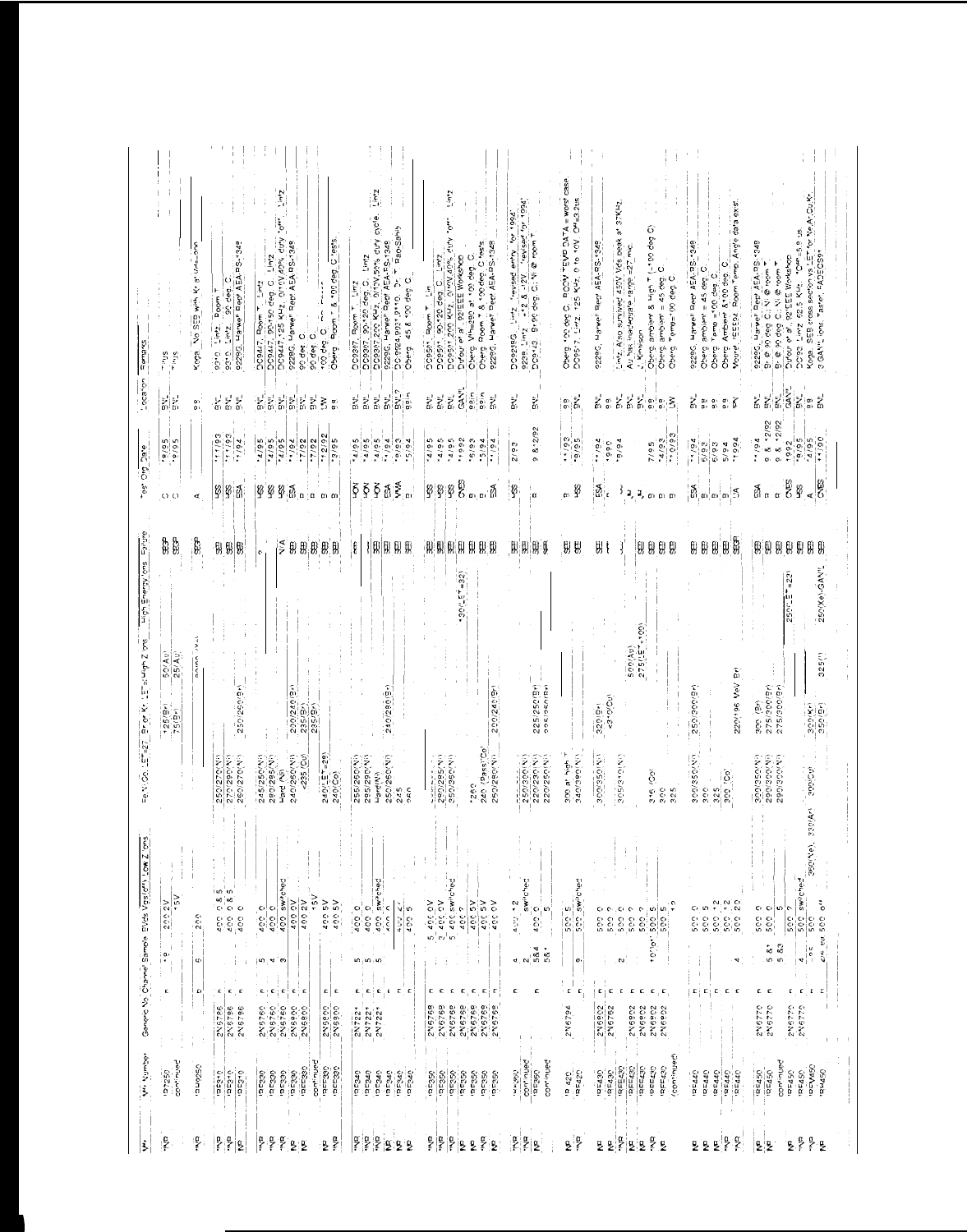| Mfr. | Mfr Number | Generic No. | Channel | Sample | BVds | Vgs(off) Low Z Ions | Fe,Ni,Co, LET=27 | Br or Kr, LET=High Z Ions | High Energy Ions | Failure | Test Org. | Date | Location | Remarks |
|---|---|---|---|---|---|---|---|---|---|---|---|---|---|---|
| IR | IRF250 continued | | n | 18 | 200 | 2V | | 125(Br) | 50(Au) | SEGR | C | 10/95 | BNL | Tilts |
| | | | | | | 15V | | 75(Br) | 25(Au) | SEGR | C | 10/95 | BNL | Tilts |
| IR | IRH9250 | | p | 6 | 200 | | | | 8000(Xe) | SEGR | A | | BB | Koga, "No SEB with Kr at Vds=-200" |
| IR | IRFF130 | 2N6796 | n | | 100 | 0 & 8.5 | 250/270(Ni) | | | SEB | HSS | 11/93 | BNL | 9310, Lintz, Room T |
| IR | IRFF130 | 2N6796 | n | | 100 | 0 & 8.5 | 270/290(Ni) | | | SEB | HSS | 11/93 | BNL | 9310, Lintz, 90 deg C |
| NP | IRFF130 | 2N6796 | n | | 100 | 0 | 250/270(Ni) | 250/250(Br) | | SEB | ESA | 11/94 | BNL | 9229G, Harwell Rept AEA-RS-1348 |
| IR | IRF330 | 2N6760 | n | 5 | 400 | 0 | 245/250(Ni) | | | ? | HSS | 4/95 | BNL | DC9447, Room T, Lintz |
| IR | IRF330 | 2N6760 | n | 4 | 400 | 0 | 280/295(Ni) | | | | HSS | 4/95 | BNL | DC9447, 90-150 deg C, Lintz |
| IR | IRF330 | 2N6760 | n | 3 | 400 | switched | Hard (Ni) | | | N/A | HSS | 4/95 | BNL | DC9447, 125 KHz, 0/10V 40% duty "off", Lintz |
| IR | IRF330 | 2N6900 | n | | 400 | 0V | 240/260(Ni) | 200/240(Br) | | SEB | ESA | 11/94 | BNL | 9229G, Harwell Rept AEA-RS-1348 |
| NP | IRF330 | 2N6900 | n | | 400 | 2V | <235(Co) | 235(Br) | | SEB | B | 7/92 | BNL | 90 deg C |
| | continued | | | | | 15V | | 235(Br) | | SEB | B | 7/92 | BNL | 90 deg C |
| NP | IRFF330 | 2N6900 | n | | 400 | 5V | 240(LET=29) | | | SEB | B | 7/92 | BNL | 100 deg C |
| IR | IRFF330 | 2N6900 | n | | 400 | 5V | 240(Co) | | | SEB | B | 12/92 | LW | |
| | | | | | | | | | | SEB | B | 3/95 | BB | Oberg, Room T & 100 deg C tests |
| IR | IRF340 | 2N7221 | n | 5 | 400 | 0 | 255/260(Ni) | | | ? | HSS | 4/95 | BNL | DC9307, Room T, Lintz |
| IR | IRF340 | 2N7221 | n | 5 | 400 | 0 | 295/295(Ni) | | | | HSS | 4/95 | BNL | DC9307, 90-120 deg C, Lintz |
| IR | IRF340 | 2N7221 | n | 5 | 400 | switched | Hard(Ni) | | | | HSS | 4/95 | BNL | DC9307, 200 KHz, 0/17V 50% duty cycle, Lintz |
| NP | IRF340 | 2N7221 | n | | 400 | 0 | 250/260(Ni) | 240/280(Br) | | SEB | ESA | 11/94 | BNL | 9229G, Harwell Rept AEA-RS-1348 |
| NP | IRF340 | | n | | 400 | 4V | 245 | | | SEB | NWA | 9/93 | BNL | DC9924,9921,9110, Dr. T. Rao-Sahib |
| IR | IRF340 | | n | | 400 | 5 | 260 | | | SEB | B | 5/94 | BB | Oberg, 45 & 100 deg C |
| IR | IRF350 | 2N6768 | n | 5 | 400 | 0V | 280/295(Ni) | | | SEB | HSS | 4/95 | BNL | DC9501, Room T, Lintz |
| IR | IRF350 | 2N6768 | n | 3 | 400 | 0V | 350/350(Ni) | | | SEB | HSS | 4/95 | BNL | DC9501, 90-120 deg C, Lintz |
| IR | IRF350 | 2N6768 | n | 5 | 400 | switched | | | | SEB | HSS | 4/95 | BNL | DC9501, 200 KHz, 0/10V 40% duty "off", Lintz |
| NP | IRF350 | 2N6768 | n | | 400 | 0 | | | 430(LET=32) | SEB | CNES | 1992 | GANIL | Dufour et al, 92 IEEE Workshop |
| NP | IRF350 | 2N6768 | n | | 400 | 5V | 280 | | | SEB | B | 9/93 | BB | Oberg, Vds=380 at 100 deg C |
| IR | IRF350 | 2N6768 | n | | 400 | 5V | 240(Pass)(Co) | | | SEB | B | 4/93 | BB | Oberg, Room T & 100 deg C tests |
| IR | IRF350 | 2N6768 | n | | 400 | 0V | 250/260(Ni) | 200/240(Br) | | SEB | ESA | 11/94 | BNL | 9229G, Harwell Rept AEA-RS-1348 |
| IR | IRH350 | | n | 4 | 400 | 12 | 250/300(Ni) | | | SEB | HSS | 2/93 | BNL | DC9236G, Lintz, "revised entry for 1994" |
| IR | continued | | | 2 | | switched | 220/230(Ni) | 225/250(Br) | | SEB | | | | 9236, Lintz, +12 & -12V, "revised for 1994" |
| NP | IRF350 continued | | n | 5&4 | 400 | 0 | 220/250(Ni) | 225/250(Br) | | SEB | B | 9 & 12/92 | BNL | DC9143, Br @ 90 deg C; Ni @ room T |
| | | | | 5&4 | | 5 | | | | | | | | |
| IR | IRF420 | 2N6794 | n | 9 | 500 | 5 | 300 at high T | | | SEB | B | 11/93 | BB | Oberg 100 deg C, ROOM TEMP DATA = worst case |
| IR | IRF420 | | n | | 500 | switched | 340/390(Ni) | | | SEB | HSS | 9/95 | BNL | DC9517, Lintz, 125 KHz, 0 to 10V, Off@3.2us |
| NP | IRF430 | 2N6802 | n | | 500 | 0 | 300/350(Ni) | 320(Br) | | SEB | ESA | 11/94 | BNL | 9229G, Harwell Rept AEA-RS-1348 |
| NP | IRF430 | 2N6792 | n | 2 | 500 | 0 | 305/310(Ni) | <310(Co) | | | J | 1990 | BNL | Lintz, Also survived 450V Vds peak at 37KHz |
| IR | IRF430 | | n | | 500 | 0 | | | 500(Au) | | J | 8/94 | BNL | Au has inadequate range =27 mic |
| NP | IRF430 | 2N6802 | n | | 500 | 0 | | | 275(LET=100) | | J | | BNL | J. Kinnison |
| IR | IRF430 | 2N6802 | n | 10/10 | 500 | 5 | 316(Co) | | | SEB | B | 7/95 | BB | Oberg, ambient & High T (~100 deg C) |
| NP | IRF430 | 2N6802 | n | | 500 | 5 | 300 | | | SEB | B | 4/93 | BB | Oberg, ambient = 45 deg C |
| | (continued) | | | | | 10 | 325 | | | SEB | B | 10/93 | LW | Oberg, Temp=100 deg C |
| NP | IRF440 | | n | | 500 | 0 | 300/350(Ni) | 250/300(Br) | | SEB | ESA | 11/94 | BNL | 9229G, Harwell Rept AEA-RS-1348 |
| NP | IRF440 | | n | | 500 | 5 | 300 | | | SEB | B | 6/93 | BB | Oberg, ambient = 45 deg C |
| NP | IRF440 | | n | | 500 | 12 | 325 | | | SEB | B | 6/93 | BB | Oberg, Temp =100 deg C |
| NP | IRF440 | | n | | 500 | 12 | 300(Co) | | | SEB | B | 5/94 | BB | Oberg, Ambient & 100 deg C |
| IR | IRF440 | | n | 4 | 500 | 20 | | 220/196 MeV Br | | SEGR | JA | 1994 | BNL | Mouret, IEEE94, Room Temp, Angle data exist |
| NP | IRF450 | 2N6770 | n | 5&? | 500 | 0 | 300/350(Ni) | 300(Br) | | SEB | ESA | 11/94 | BNL | 9229G, Harwell Rept AEA-RS-1348 |
| NP | IRF450 | 2N6770 | n | 5&3 | 500 | 0 | 290/300(Ni) | 275/300(Br) | | SEB | B | 9 & 12/92 | BNL | Br @ 90 deg C; Ni @ room T |
| | continued | | | | | 5 | 290/300(Ni) | 275/300(Br) | | SEB | B | 9 & 12/92 | BNL | Br @ 90 deg C; Ni @ room T |
| NP | IRF450 | 2N6770 | n | | 500 | 0 | | | 250(LET=23) | SEB | CNES | 1992 | GANIL | Dufour et al, 92 IEEE Workshop |
| IR | IRFF450 | 2N6770 | n | 4 | 500 | switched | | | | SEB | HSS | 9/95 | BNL | DC92, Lintz, 62.5 KHz, "Off"=5.8 us |
| IR | IRFM450 | | n | 16 | 500 | 360(Ne), 330(Ar) | 300(Cu) | 300(Kr), 350(Br) | | SEB | A | 4/95 | BNL | Koga, SEB cross section vs LET for Ne,Ar,Cu,Kr |
| NP | IRH450 | | n | | 500 | 0 | | 325(I) | 250(Xe)-GANIL | SEB | CNES | 11/90 | GANIL | 3 GANIL Ions Tested, RADECS91 |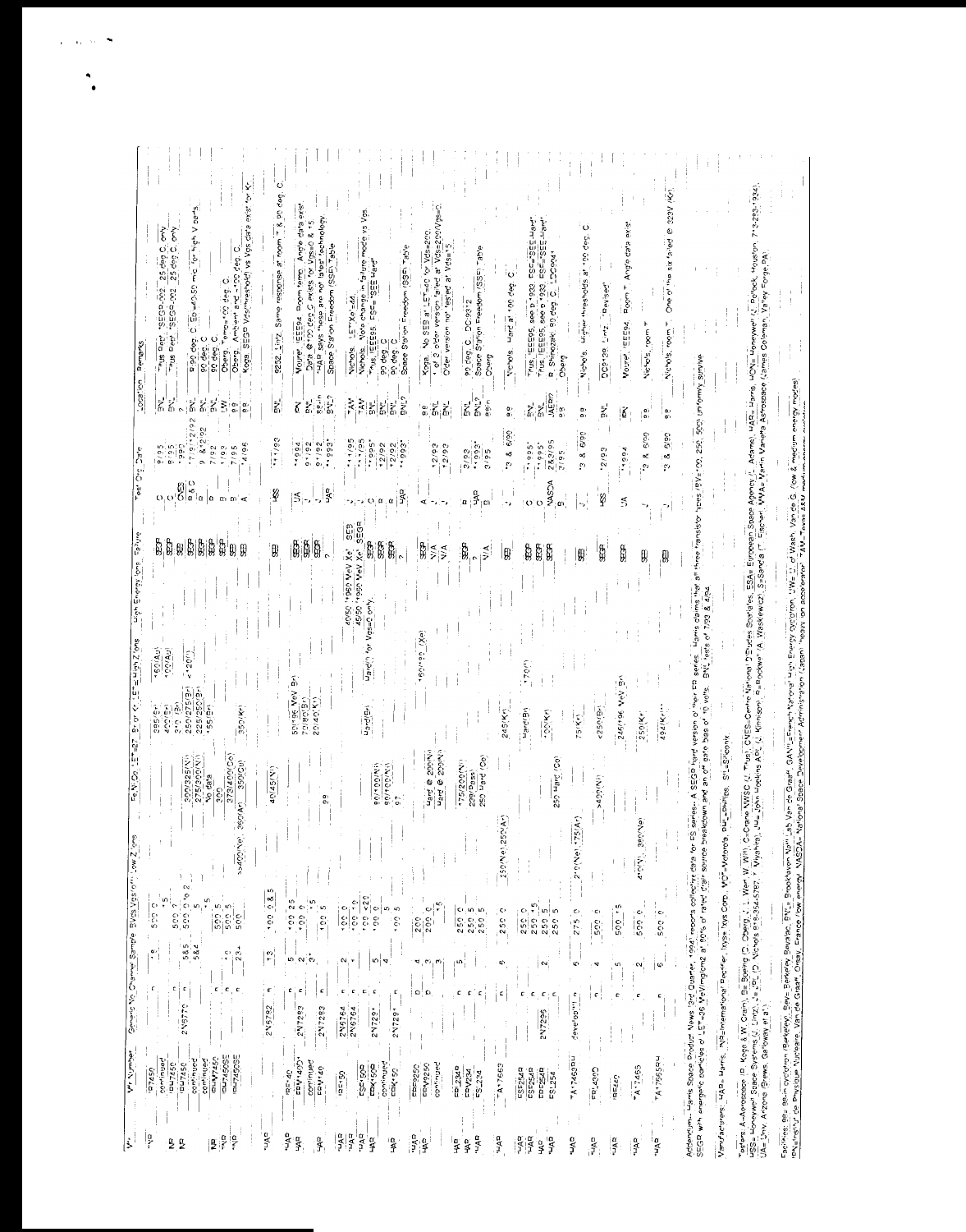| Vr | Vr Number | Generic No. | Channel | Sample | BVds | Vgs(off) | Low Z Ions | Fe,Ni,Co, LET=27 | Br or Kr, LET=High Z Ions | High Energy Ions | Failure | Test Org | Date | Location | Remarks |
|---|---|---|---|---|---|---|---|---|---|---|---|---|---|---|---|
| HAR | IR7450 | | n | 18 | 500 | 0 | | | 395(Br) 150(Au) | | SEGR | O | 8/95 | BNL | "Hus Rept" SEGR-002, 25 deg C only |
| | continued | | | | | 15 | | | 400(Br) 100(Au) | | SEGR | O | 8/95 | BNL | "Hus Rept" SEGR-002, 25 deg C only |
| IR | IRH7450 | | n | | 500 | 2 | | | 310(Br) | | SEB | CNES | 1990 | ? | |
| IR | IRH7450 | 2N6770 | n | 5&5 | 500 | 0 to 2 | | 300/225(Ni) | 250/275(Br) <120(I) | | SEGR | B & C | 7/91 & 12/92 | BNL | B 90 deg C, Epi=40-50 mic for high V parts |
| | continued | | | 5&4 | | 5 | | 275/200(Ni) | 225/250(Br) | | SEGR | B | 9 & 12/92 | BNL | 90 deg C |
| | continued | | | | | 5 | | No data | 155(Br) | | SEGR | B | 7/92 | BNL | 90 deg C |
| IR | IRH7450 | | n | 10 | 500 | 5 | | 300 | | | SEGR | B | 1/93 | W | Oberg, Temp=100 deg C |
| HAR | IRH7450SE | | n | | 500 | 5 | | 273/400(Co) | | | SEB | B | 7/95 | BB | Oberg, Ambient and 100 deg C |
| HAR | IRH7450SE | | n | 23+ | 500 | | >400(Ne), 360(Ar) | 390(Cu) | 350(Kr) | | SEB | A | 4/96 | BB | Koga, SEGR Vds(threshold) vs Vgs data exist for Kr |
| HAR | | 2N6792 | n | 13 | 100 | 0 & 5 | | 40/45(Ni) | | | SEB | HSS | 11/93 | BNL | 9232, Lintz, Same response at room T & 90 deg C |
| HAR | IRF140 | | n | 5 | 100 | 25 | | | 50(196 MeV Br) | | SEGR | UA | 1994 | IN | Mouret, IEEE94, Room temp, Angle data exist |
| HAR | FRM140D* | 2N7293 | n | 2 | 100 | 0 | | | 70/90(Br) | | SEGR | J | 9/92 | BNL | Data @100 deg C exist for Vgs=0 & 15 |
| | continued | | | 3* | | 15 | | | 20/40(Kr) | | SEGR | J | 9/92 | BB/n | HAR says these are not latest technology |
| HAR | FRM140 | 2N7293 | n | | 100 | 5 | | 90 | | | ? | HAR | 1993* | BNL? | Space Station Freedom (SSF) Table |
| HAR | IRF150 | 2N6764 | n | 2 | 100 | 0 | | | | | | J | 11/95 | TAM | Nichols, LET Xe=44 |
| HAR | IRF150 | 2N6764 | n | | 100 | 10 | | | | 40/50 (1960 MeV Xe) SEB | | J | 11/95 | TAM | Nichols, Note change in failure mode vs Vgs |
| HAR | FSF150R | 2N7294 | n | 5 | 100 | <20 | | | | 45/60 (1960 MeV Xe) SEGR | SEGR | O | 1995* | BNL | "Hus, IEEE95, FSF="SEE Hard" |
| HAR | FRK150R | | n | 4 | 100 | 0 | | 90/100(Ni) | Hard(Br) for Vgs=0 only | | SEGR | B | 12/92 | BNL | 90 deg C |
| | continued | | | | | 5 | | 90/100(Ni) | | | SEGR | B | 12/92 | BNL | 90 deg C |
| HAR | FRK150 | 2N7294 | n | | 100 | 5 | | 97 | | | ? | HAR | 1993* | BNL? | Space Station Freedom (SSF) Table |
| HAR | FRF9250 | | p | 4 | 200 | | | | | 150/180 (Xe) | SEB | A | | | Koga, No SEB at LET=40 for Vds=200 |
| HAR | FRM9250 | | p | 3 | 200 | 0 | | Hard @ 200(Ni) | | | N/A | J | 12/92 | BNL | 1 of 2 older version failed at Vds=200 Vgs=0 |
| | continued | | | 3 | | 15 | | Hard @ 200(Ni) | | | N/A | J | 12/92 | BNL | Older version not tested at Vgs=15 |
| HAR | FRL234R | | n | | 250 | 0 | | 175/200(Ni) | | | SEGR | B | 2/92 | BNL | 90 deg C, DC9312 |
| HAR | FRM234 | | n | 5 | 250 | 5 | | 230(Pass) | | | ? | HAR | 1993* | BNL? | Space Station Freedom (SSF) Table |
| HAR | FSL234 | | n | | 250 | 5 | | 250 Hard (Co) | | | N/A | B | 3/95 | BB/n | Oberg |
| HAR | TA17663 | | n | 6 | 250 | 0 | 250(Ne) 250(Ar) | | 245(Kr) | | SEB | J | 3 & 6/90 | BB | Nichols, Hard at 100 deg C |
| HAR | FSF254R | | n | | 250 | 0 | | | Hard(Br) 170(I) | | SEGR | O | 1995* | BNL | "Hus, IEEE95, see p 1933, FSF="SEE Hard" |
| HAR | FSF254R | | n | | 250 | 15 | | | | | SEGR | O | 1995 | BNL | "Hus, IEEE95, see p 1933, FSF="SEE Hard" |
| HAR | FRF254R | 2N7296 | n | 2 | 250 | 5 | | | 100(Kr) | | SEGR | NASDA | 2&3/95 | JAERI | R. Shimozaki, 90 deg C, DC9347 |
| HAR | FSL254 | | n | | 250 | 5 | | 250 Hard (Co) | | | SEB | B | 3/95 | BB | Oberg |
| HAR | TA17662RH | develop'l | n | 6 | 275 | 0 | 210(Ne) 175(Ar) | | 75(Kr) | | SEB | J | 3 & 6/90 | BB | Nichols, Higher thresholds at 100 deg C |
| HAR | FRL430D | | n | 4 | 500 | 0 | | >400(Ni) | <250(Br) | | SEGR | HSS | 12/93 | BNL | DC9120, Lintz, "Revised" |
| HAR | IRF440 | | n | 5 | 500 | 15 | | | 246(196 MeV Br) | | SEGR | UA | 1994 | IN | Mouret, IEEE94, Room T, Angle data exist |
| HAR | TA17465 | | n | 2 | 500 | 0 | 410(Ni) 380(Ne) | | 250(Kr) | | SEB | J | 3 & 6/90 | BB | Nichols, room T |
| HAR | TA17665RH | | n | 6 | 500 | 0 | | | 494(Kr)*** | | SEB | J | 3 & 6/90 | BB | Nichols, room T, One of the six failed @ 322V (Kr) |

Addendum: Harris Space Product News 3rd Quarter, 1994 reports collective data for FS series. A SEGR hard version of their FR series. Harris claims that all three transistor types (BV=100, 250, 500) uniformly survive SEGR with energetic particles of LET=36 MeV/mg/cm2 at 80% of rated drain source breakdown and an off gate bias of 10 volts. BNL tests of 7/93 & 4/94.

Manufacturers: HAR= Harris, INR=International Rectifier, Ixys=Ixys Corp., MOT=Motorola, PHL=Phillips, SIL=Siliconix.

Testers: A=Aerospace (R. Koga & W. Crain), B= Boeing (D. Oberg, J. L. Wert, W. Witt), C=Crane NWSC (J. Titus), CNES=Centre National D'Etudes Spatiales, ESA= European Space Agency (L. Adams), HAR= Harris, HON= Honeywell (J. Pollock, Houston, 713-283-1934), HSS= Honeywell Space Systems (J. Lintz), J= JPL (D. Nichols 818-354-5787, T. Miyahira), JHU=John Hopkins APL (J. Kinnison), R=Rockwell (A. Waskiewicz), S=Sandia (T. Fischer), VMA= Martin Marietta Aerospace (James Coleman, Valley Forge, PA), UA= Univ. Arizona (Drews, Galloway et al).

Facilities: 88= 88-in cyclotron (Berkeley), Bev= Berkeley Bevalac, BNL= Brookhaven Nat'l Lab Van de Graaff, GANIL=French National High Energy cyclotron, UW= U. of Wash. Van de G. (low & medium energy modes), IPN=Institut de Physique Nucleaire, Van de Graaff, Orsay, France (low energy) NASDA= National Space Development Administration (Japan) heavy ion accelerator, TAM=Texas A&M, medium energy cyclotron.